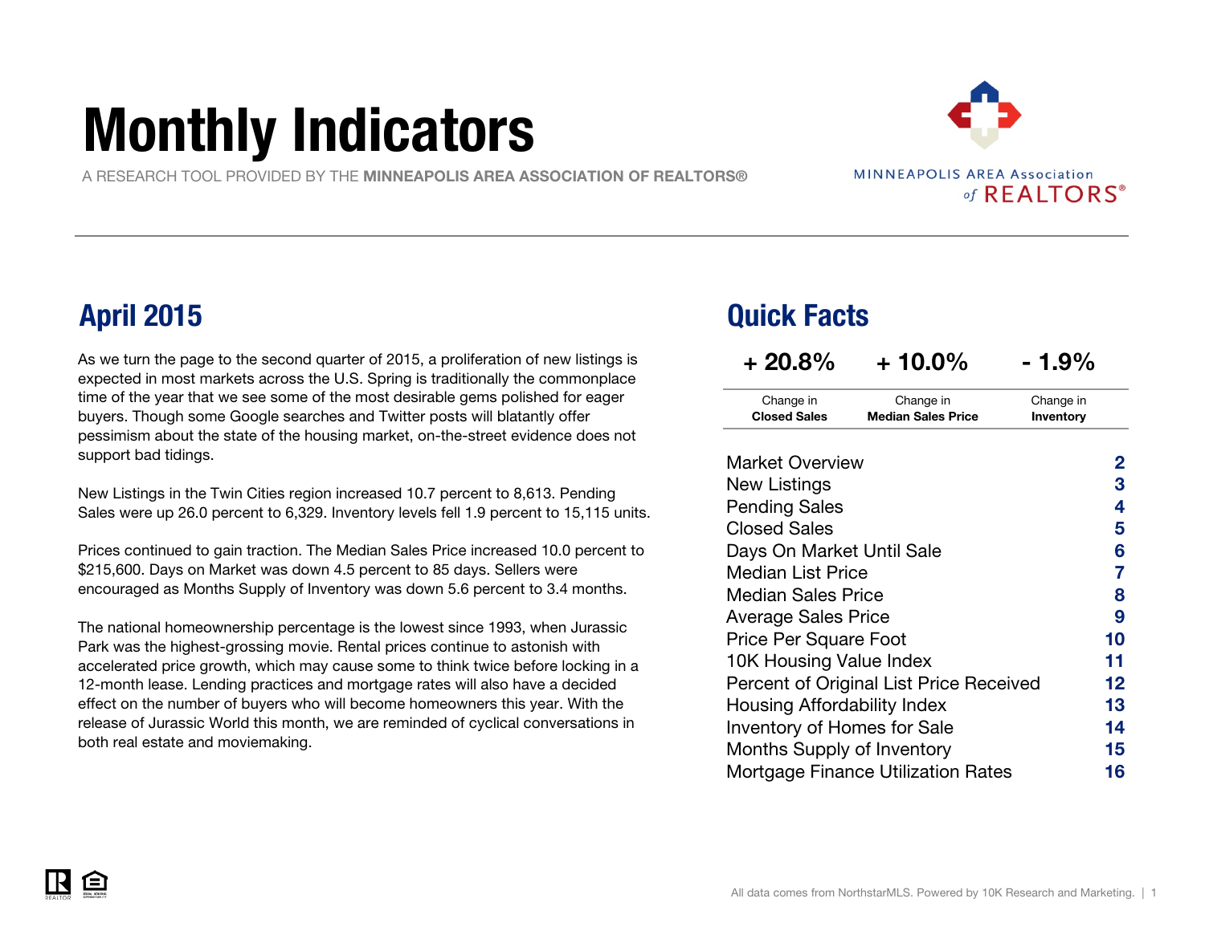# Monthly Indicators

A RESEARCH TOOL PROVIDED BY THE **MINNEAPOLIS AREA ASSOCIATION OF REALTORS®**

MINNEAPOLIS AREA Association of REALTORS®

## April 2015

As we turn the page to the second quarter of 2015, a proliferation of new listings is expected in most markets across the U.S. Spring is traditionally the commonplace time of the year that we see some of the most desirable gems polished for eager buyers. Though some Google searches and Twitter posts will blatantly offer pessimism about the state of the housing market, on-the-street evidence does not support bad tidings.

New Listings in the Twin Cities region increased 10.7 percent to 8,613. Pending Sales were up 26.0 percent to 6,329. Inventory levels fell 1.9 percent to 15,115 units.

Prices continued to gain traction. The Median Sales Price increased 10.0 percent to $215,600. Days on Market was down 4.5 percent to 85 days. Sellers were encouraged as Months Supply of Inventory was down 5.6 percent to 3.4 months.

The national homeownership percentage is the lowest since 1993, when Jurassic Park was the highest-grossing movie. Rental prices continue to astonish with accelerated price growth, which may cause some to think twice before locking in a 12-month lease. Lending practices and mortgage rates will also have a decided effect on the number of buyers who will become homeowners this year. With the release of Jurassic World this month, we are reminded of cyclical conversations in both real estate and moviemaking.

## Quick Facts

| + 20.8% | + 10.0% | - 1.9% |
|---|---|---|
| Change in **Closed Sales** | Change in **Median Sales Price** | Change in **Inventory** |

| | |
|---|---|
| Market Overview | 2 |
| New Listings | 3 |
| Pending Sales | 4 |
| Closed Sales | 5 |
| Days On Market Until Sale | 6 |
| Median List Price | 7 |
| Median Sales Price | 8 |
| Average Sales Price | 9 |
| Price Per Square Foot | 10 |
| 10K Housing Value Index | 11 |
| Percent of Original List Price Received | 12 |
| Housing Affordability Index | 13 |
| Inventory of Homes for Sale | 14 |
| Months Supply of Inventory | 15 |
| Mortgage Finance Utilization Rates | 16 |

All data comes from NorthstarMLS. Powered by 10K Research and Marketing.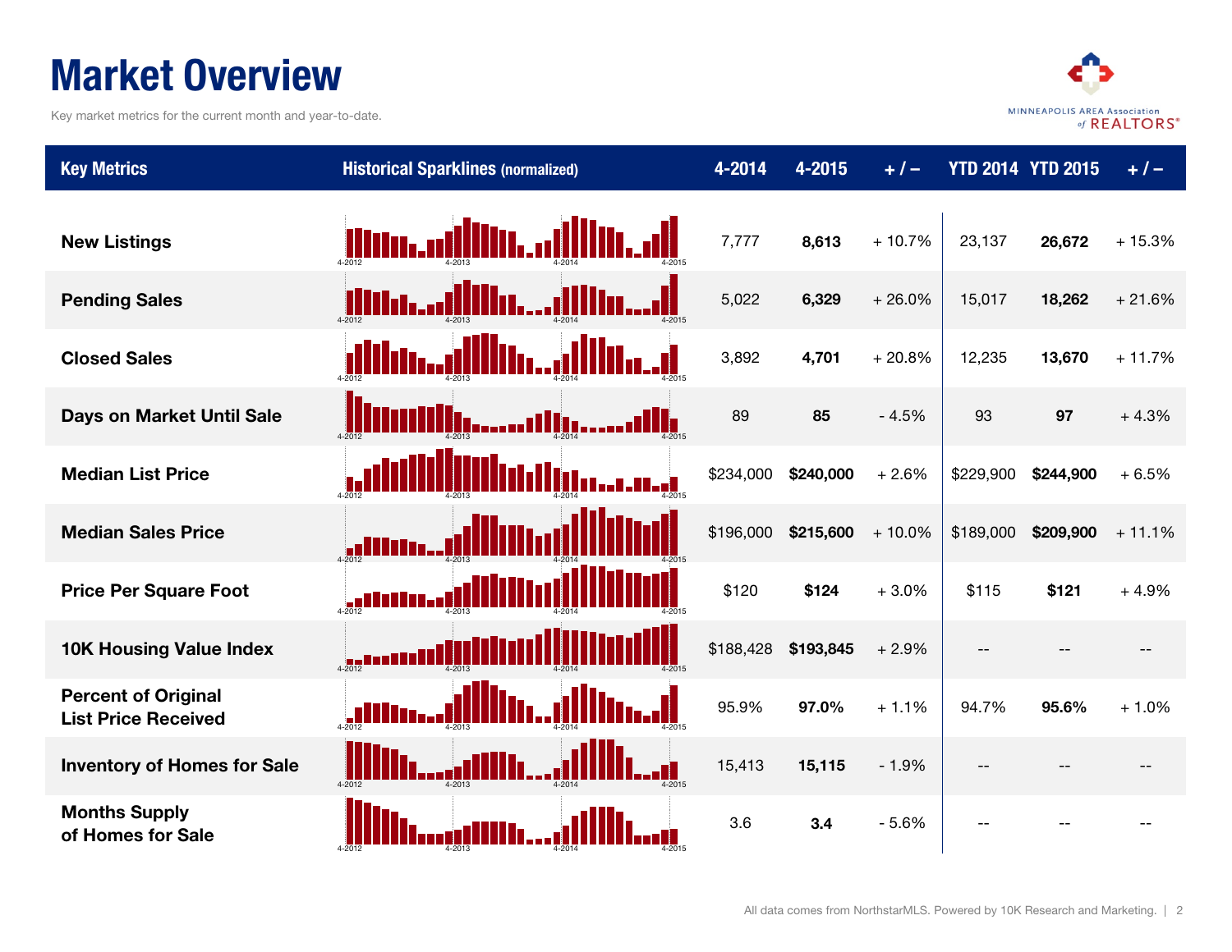# Market Overview

Key market metrics for the current month and year-to-date.

| Key Metrics | Historical Sparklines (normalized) | 4-2014 | 4-2015 | + / – | YTD 2014 | YTD 2015 | + / – |
|---|---|---|---|---|---|---|---|
| New Listings | 4-2012 4-2013 4-2014 4-2015 | 7,777 | **8,613** | + 10.7% | 23,137 | **26,672** | + 15.3% |
| Pending Sales | 4-2012 4-2013 4-2014 4-2015 | 5,022 | **6,329** | + 26.0% | 15,017 | **18,262** | + 21.6% |
| Closed Sales | 4-2012 4-2013 4-2014 4-2015 | 3,892 | **4,701** | + 20.8% | 12,235 | **13,670** | + 11.7% |
| Days on Market Until Sale | 4-2012 4-2013 4-2014 4-2015 | 89 | **85** | - 4.5% | 93 | **97** | + 4.3% |
| Median List Price | 4-2012 4-2013 4-2014 4-2015 | $234,000 | **$240,000** | + 2.6% | $229,900 | **$244,900** | + 6.5% |
| Median Sales Price | 4-2012 4-2013 4-2014 4-2015 | $196,000 | **$215,600** | + 10.0% | $189,000 | **$209,900** | + 11.1% |
| Price Per Square Foot | 4-2012 4-2013 4-2014 4-2015 | $120 | **$124** | + 3.0% | $115 | **$121** | + 4.9% |
| 10K Housing Value Index | 4-2012 4-2013 4-2014 4-2015 | $188,428 | **$193,845** | + 2.9% | -- | -- | -- |
| Percent of Original List Price Received | 4-2012 4-2013 4-2014 4-2015 | 95.9% | **97.0%** | + 1.1% | 94.7% | **95.6%** | + 1.0% |
| Inventory of Homes for Sale | 4-2012 4-2013 4-2014 4-2015 | 15,413 | **15,115** | - 1.9% | -- | -- | -- |
| Months Supply of Homes for Sale | 4-2012 4-2013 4-2014 4-2015 | 3.6 | **3.4** | - 5.6% | -- | -- | -- |

All data comes from NorthstarMLS. Powered by 10K Research and Marketing.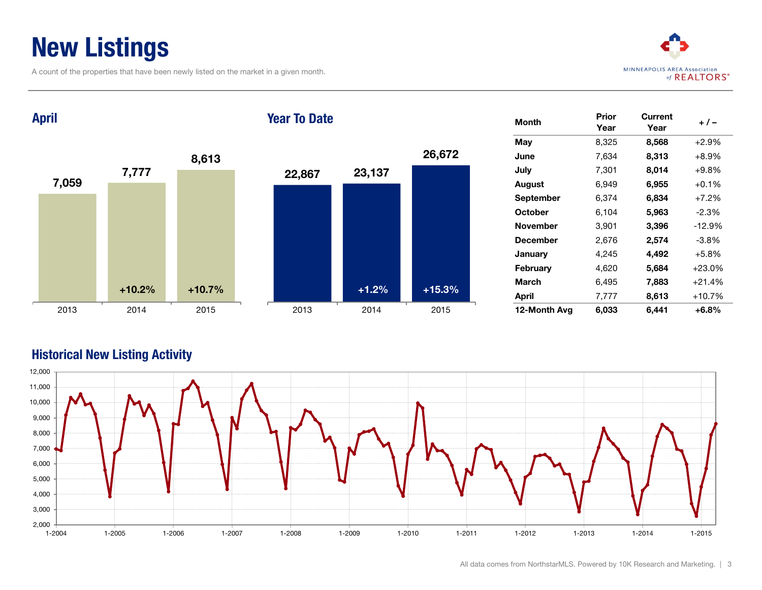# New Listings

A count of the properties that have been newly listed on the market in a given month.

MINNEAPOLIS AREA Association of REALTORS®

## April

| Year | New Listings | Change |
|---|---|---|
| 2013 | 7,059 | |
| 2014 | 7,777 | +10.2% |
| 2015 | 8,613 | +10.7% |

## Year To Date

| Year | New Listings | Change |
|---|---|---|
| 2013 | 22,867 | |
| 2014 | 23,137 | +1.2% |
| 2015 | 26,672 | +15.3% |

| Month | Prior Year | Current Year | + / – |
|---|---|---|---|
| May | 8,325 | **8,568** | +2.9% |
| June | 7,634 | **8,313** | +8.9% |
| July | 7,301 | **8,014** | +9.8% |
| August | 6,949 | **6,955** | +0.1% |
| September | 6,374 | **6,834** | +7.2% |
| October | 6,104 | **5,963** | -2.3% |
| November | 3,901 | **3,396** | -12.9% |
| December | 2,676 | **2,574** | -3.8% |
| January | 4,245 | **4,492** | +5.8% |
| February | 4,620 | **5,684** | +23.0% |
| March | 6,495 | **7,883** | +21.4% |
| April | 7,777 | **8,613** | +10.7% |
| **12-Month Avg** | **6,033** | **6,441** | **+6.8%** |

## Historical New Listing Activity

All data comes from NorthstarMLS. Powered by 10K Research and Marketing.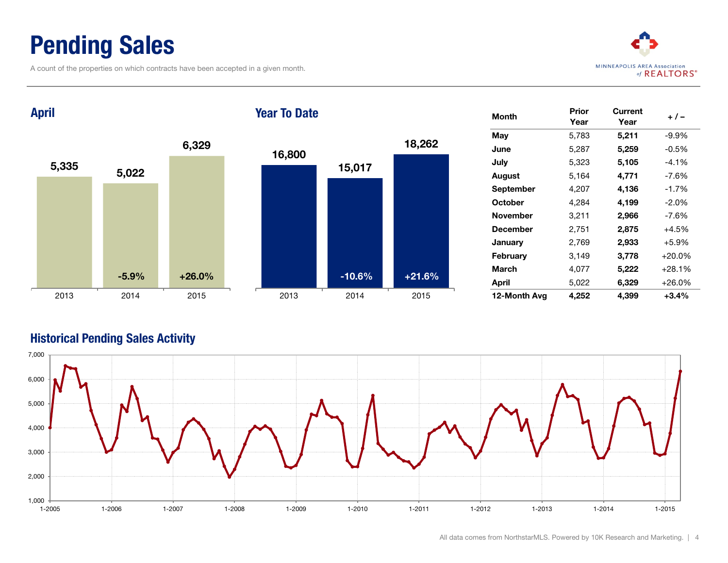# Pending Sales

A count of the properties on which contracts have been accepted in a given month.

MINNEAPOLIS AREA Association of REALTORS®

## April

| Year | Pending Sales | Change |
|---|---|---|
| 2013 | 5,335 | |
| 2014 | 5,022 | -5.9% |
| 2015 | 6,329 | +26.0% |

## Year To Date

| Year | Pending Sales | Change |
|---|---|---|
| 2013 | 16,800 | |
| 2014 | 15,017 | -10.6% |
| 2015 | 18,262 | +21.6% |

| Month | Prior Year | Current Year | + / – |
|---|---|---|---|
| May | 5,783 | **5,211** | -9.9% |
| June | 5,287 | **5,259** | -0.5% |
| July | 5,323 | **5,105** | -4.1% |
| August | 5,164 | **4,771** | -7.6% |
| September | 4,207 | **4,136** | -1.7% |
| October | 4,284 | **4,199** | -2.0% |
| November | 3,211 | **2,966** | -7.6% |
| December | 2,751 | **2,875** | +4.5% |
| January | 2,769 | **2,933** | +5.9% |
| February | 3,149 | **3,778** | +20.0% |
| March | 4,077 | **5,222** | +28.1% |
| April | 5,022 | **6,329** | +26.0% |
| **12-Month Avg** | **4,252** | **4,399** | **+3.4%** |

## Historical Pending Sales Activity

All data comes from NorthstarMLS. Powered by 10K Research and Marketing.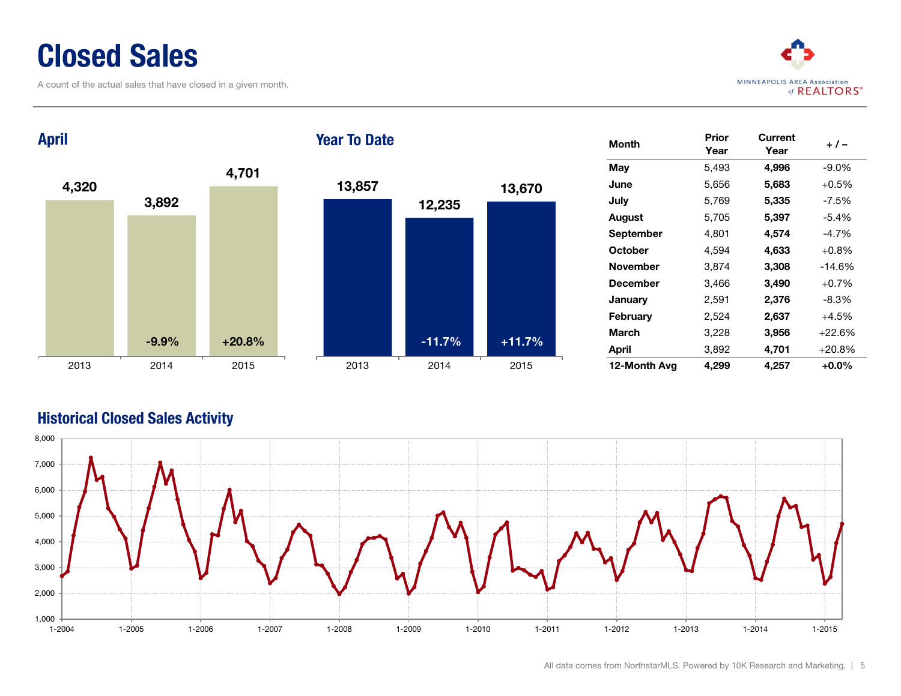# Closed Sales

A count of the actual sales that have closed in a given month.

MINNEAPOLIS AREA Association of REALTORS®

## April

| Year | Closed Sales | Change |
|---|---|---|
| 2013 | 4,320 | |
| 2014 | 3,892 | -9.9% |
| 2015 | 4,701 | +20.8% |

## Year To Date

| Year | Closed Sales | Change |
|---|---|---|
| 2013 | 13,857 | |
| 2014 | 12,235 | -11.7% |
| 2015 | 13,670 | +11.7% |

| Month | Prior Year | Current Year | + / – |
|---|---|---|---|
| May | 5,493 | **4,996** | -9.0% |
| June | 5,656 | **5,683** | +0.5% |
| July | 5,769 | **5,335** | -7.5% |
| August | 5,705 | **5,397** | -5.4% |
| September | 4,801 | **4,574** | -4.7% |
| October | 4,594 | **4,633** | +0.8% |
| November | 3,874 | **3,308** | -14.6% |
| December | 3,466 | **3,490** | +0.7% |
| January | 2,591 | **2,376** | -8.3% |
| February | 2,524 | **2,637** | +4.5% |
| March | 3,228 | **3,956** | +22.6% |
| April | 3,892 | **4,701** | +20.8% |
| **12-Month Avg** | **4,299** | **4,257** | **+0.0%** |

## Historical Closed Sales Activity

All data comes from NorthstarMLS. Powered by 10K Research and Marketing.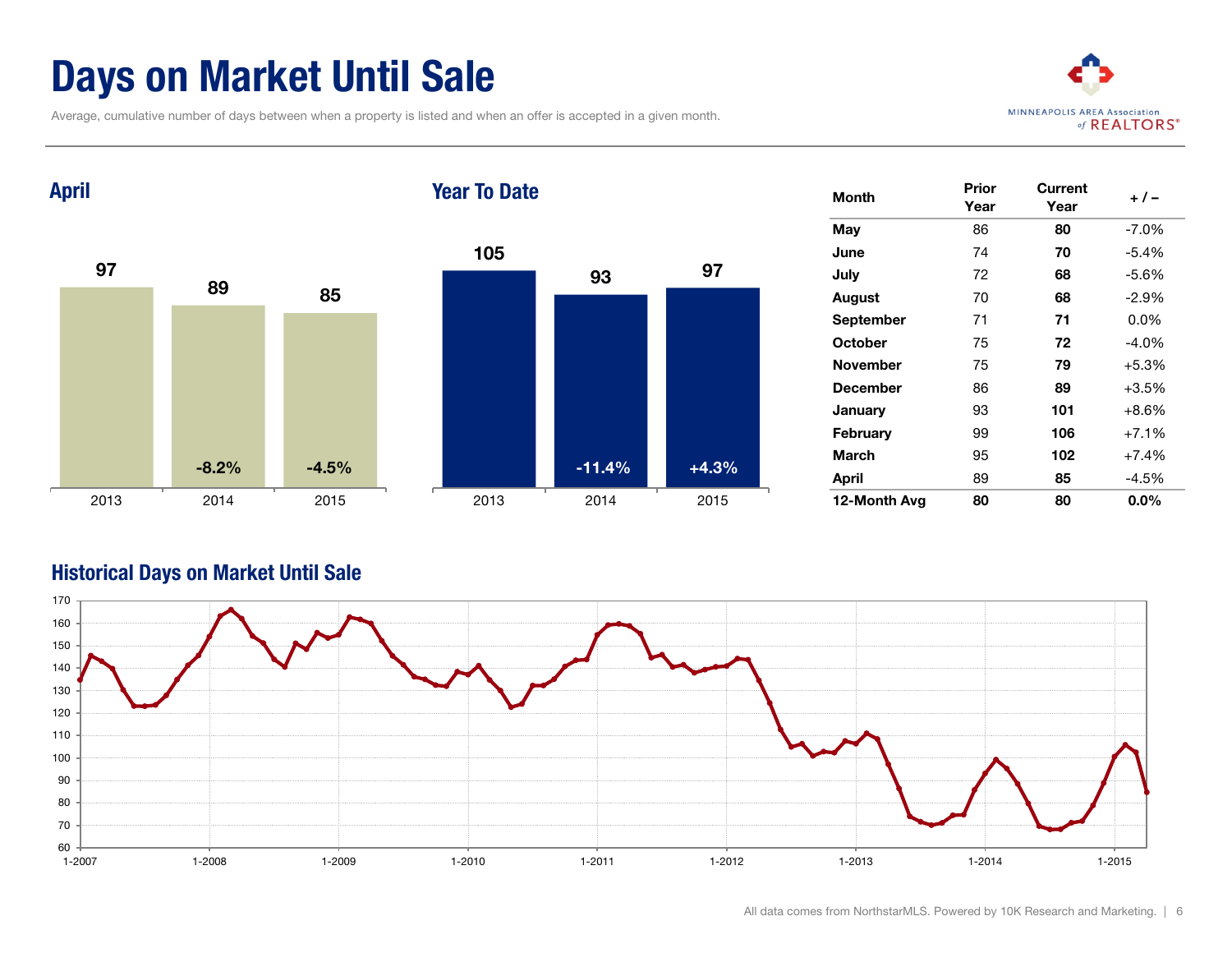# Days on Market Until Sale

Average, cumulative number of days between when a property is listed and when an offer is accepted in a given month.

## April

| Year | Days | Change |
|---|---|---|
| 2013 | 97 | |
| 2014 | 89 | -8.2% |
| 2015 | 85 | -4.5% |

## Year To Date

| Year | Days | Change |
|---|---|---|
| 2013 | 105 | |
| 2014 | 93 | -11.4% |
| 2015 | 97 | +4.3% |

| Month | Prior Year | Current Year | + / – |
|---|---|---|---|
| May | 86 | **80** | -7.0% |
| June | 74 | **70** | -5.4% |
| July | 72 | **68** | -5.6% |
| August | 70 | **68** | -2.9% |
| September | 71 | **71** | 0.0% |
| October | 75 | **72** | -4.0% |
| November | 75 | **79** | +5.3% |
| December | 86 | **89** | +3.5% |
| January | 93 | **101** | +8.6% |
| February | 99 | **106** | +7.1% |
| March | 95 | **102** | +7.4% |
| April | 89 | **85** | -4.5% |
| **12-Month Avg** | **80** | **80** | **0.0%** |

## Historical Days on Market Until Sale

All data comes from NorthstarMLS. Powered by 10K Research and Marketing.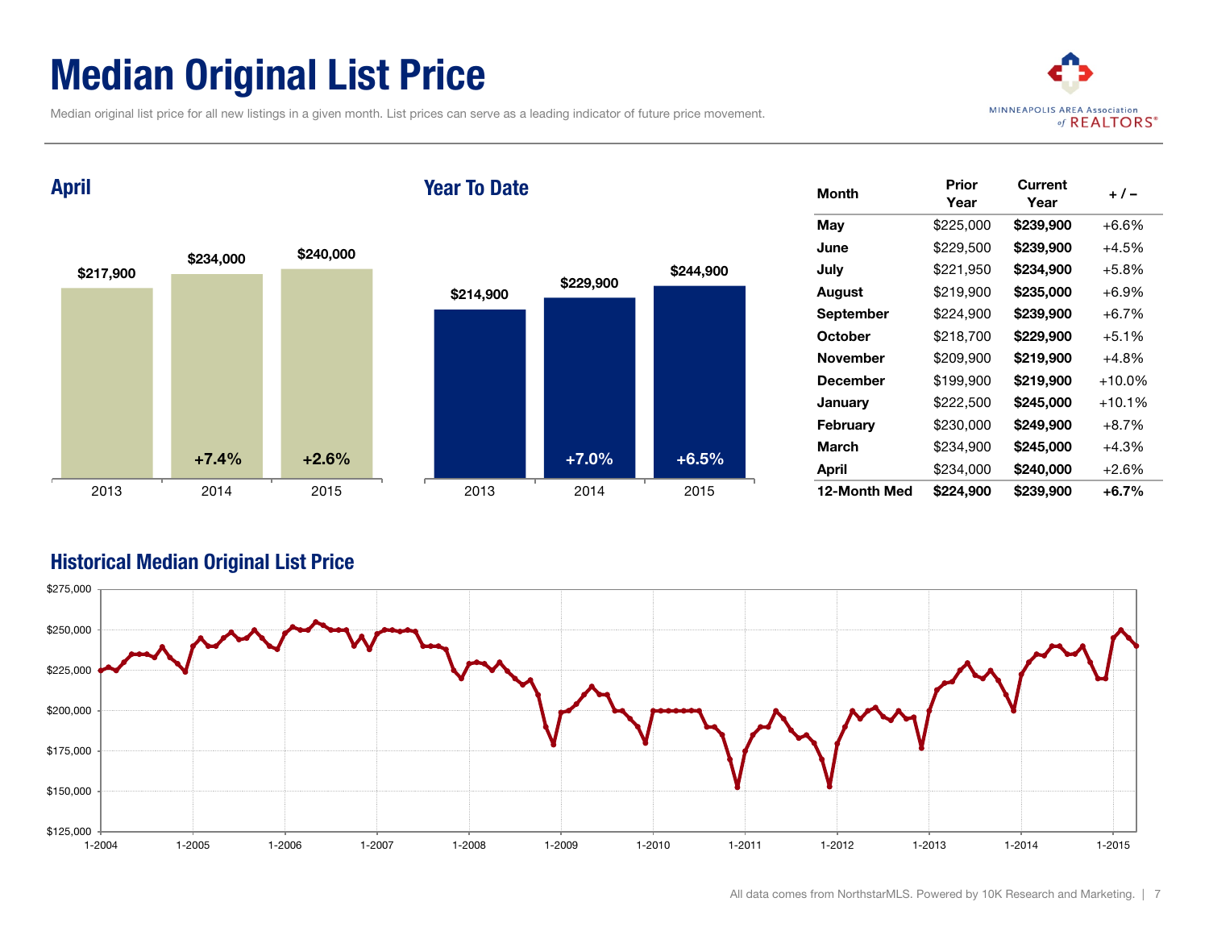# Median Original List Price

Median original list price for all new listings in a given month. List prices can serve as a leading indicator of future price movement.

MINNEAPOLIS AREA Association of REALTORS®

## April

| | 2013 | 2014 | 2015 |
|---|---|---|---|
| Median Original List Price | $217,900 | $234,000 | $240,000 |
| Change | | +7.4% | +2.6% |

## Year To Date

| | 2013 | 2014 | 2015 |
|---|---|---|---|
| Median Original List Price | $214,900 | $229,900 | $244,900 |
| Change | | +7.0% | +6.5% |

| Month | Prior Year | Current Year | + / – |
|---|---|---|---|
| May | $225,000 | **$239,900** | +6.6% |
| June | $229,500 | **$239,900** | +4.5% |
| July | $221,950 | **$234,900** | +5.8% |
| August | $219,900 | **$235,000** | +6.9% |
| September | $224,900 | **$239,900** | +6.7% |
| October | $218,700 | **$229,900** | +5.1% |
| November | $209,900 | **$219,900** | +4.8% |
| December | $199,900 | **$219,900** | +10.0% |
| January | $222,500 | **$245,000** | +10.1% |
| February | $230,000 | **$249,900** | +8.7% |
| March | $234,900 | **$245,000** | +4.3% |
| April | $234,000 | **$240,000** | +2.6% |
| **12-Month Med** | **$224,900** | **$239,900** | **+6.7%** |

## Historical Median Original List Price

All data comes from NorthstarMLS. Powered by 10K Research and Marketing.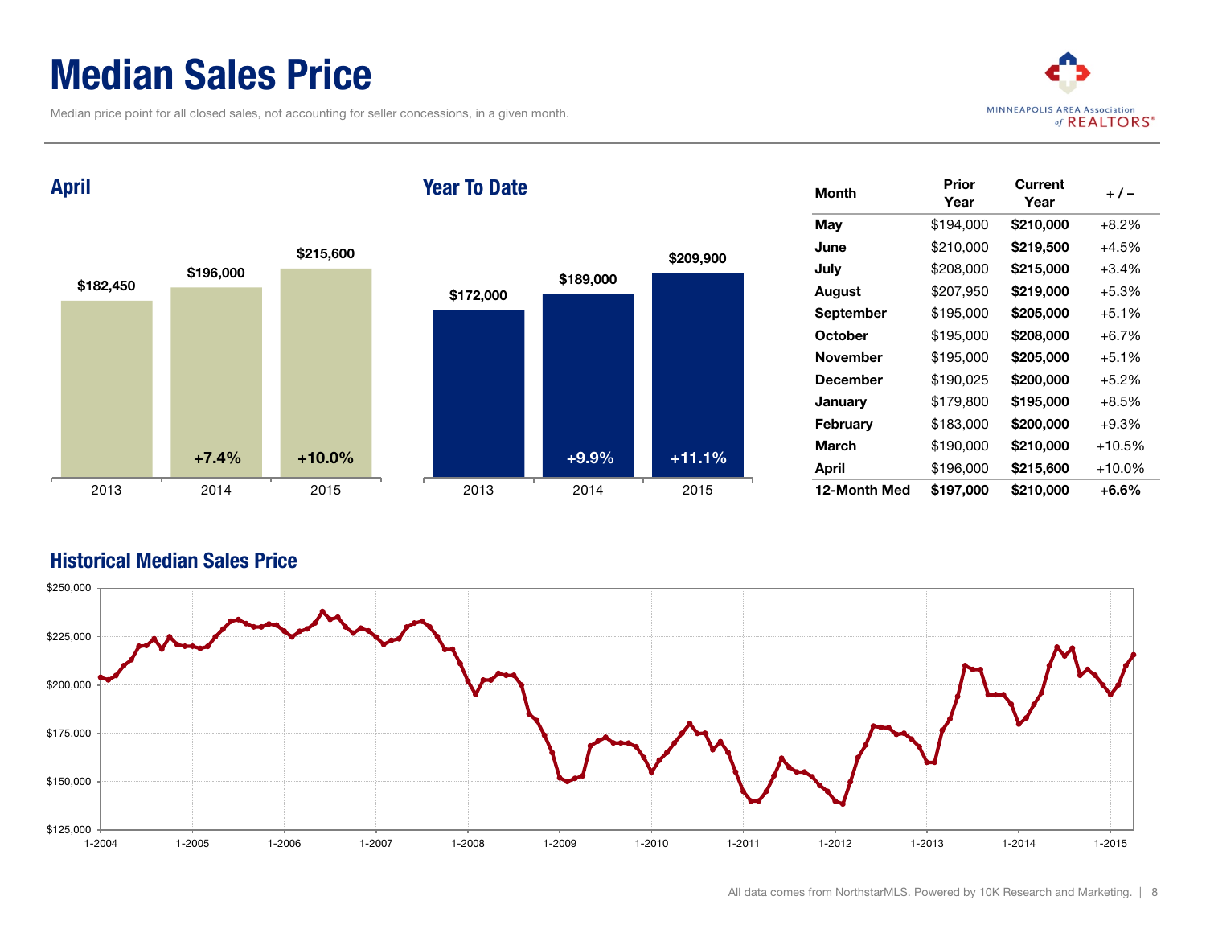# Median Sales Price

Median price point for all closed sales, not accounting for seller concessions, in a given month.

## April

| Year | Median Sales Price | Change |
|---|---|---|
| 2013 | $182,450 | |
| 2014 | $196,000 | +7.4% |
| 2015 | $215,600 | +10.0% |

## Year To Date

| Year | Median Sales Price | Change |
|---|---|---|
| 2013 | $172,000 | |
| 2014 | $189,000 | +9.9% |
| 2015 | $209,900 | +11.1% |

| Month | Prior Year | Current Year | + / – |
|---|---|---|---|
| May | $194,000 | **$210,000** | +8.2% |
| June | $210,000 | **$219,500** | +4.5% |
| July | $208,000 | **$215,000** | +3.4% |
| August | $207,950 | **$219,000** | +5.3% |
| September | $195,000 | **$205,000** | +5.1% |
| October | $195,000 | **$208,000** | +6.7% |
| November | $195,000 | **$205,000** | +5.1% |
| December | $190,025 | **$200,000** | +5.2% |
| January | $179,800 | **$195,000** | +8.5% |
| February | $183,000 | **$200,000** | +9.3% |
| March | $190,000 | **$210,000** | +10.5% |
| April | $196,000 | **$215,600** | +10.0% |
| **12-Month Med** | **$197,000** | **$210,000** | **+6.6%** |

## Historical Median Sales Price

All data comes from NorthstarMLS. Powered by 10K Research and Marketing.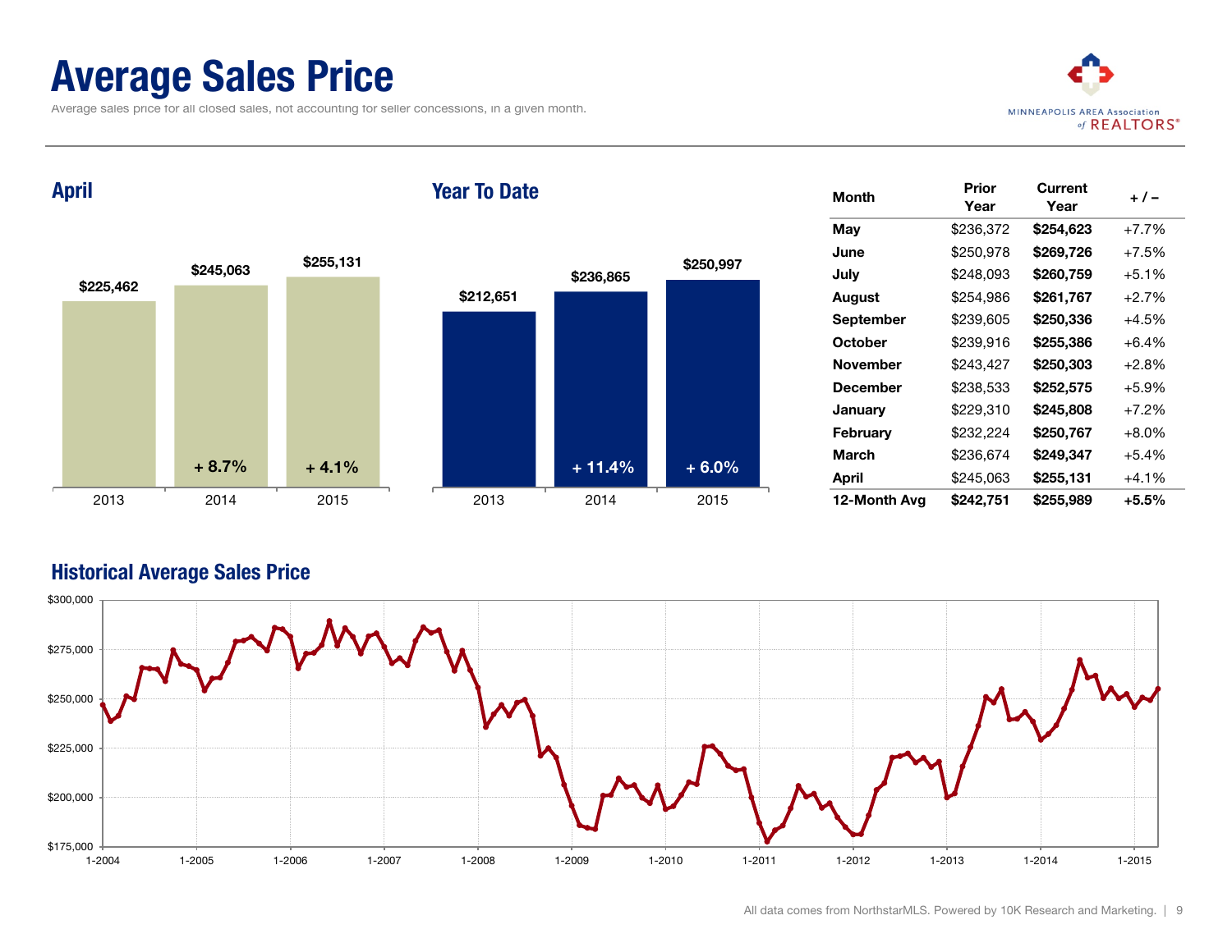# Average Sales Price

Average sales price for all closed sales, not accounting for seller concessions, in a given month.

MINNEAPOLIS AREA Association of REALTORS®

## April

| Year | Average Sales Price | Change |
|---|---|---|
| 2013 | $225,462 | |
| 2014 | $245,063 | + 8.7% |
| 2015 | $255,131 | + 4.1% |

## Year To Date

| Year | Average Sales Price | Change |
|---|---|---|
| 2013 | $212,651 | |
| 2014 | $236,865 | + 11.4% |
| 2015 | $250,997 | + 6.0% |

| Month | Prior Year | Current Year | + / – |
|---|---|---|---|
| May | $236,372 | **$254,623** | +7.7% |
| June | $250,978 | **$269,726** | +7.5% |
| July | $248,093 | **$260,759** | +5.1% |
| August | $254,986 | **$261,767** | +2.7% |
| September | $239,605 | **$250,336** | +4.5% |
| October | $239,916 | **$255,386** | +6.4% |
| November | $243,427 | **$250,303** | +2.8% |
| December | $238,533 | **$252,575** | +5.9% |
| January | $229,310 | **$245,808** | +7.2% |
| February | $232,224 | **$250,767** | +8.0% |
| March | $236,674 | **$249,347** | +5.4% |
| April | $245,063 | **$255,131** | +4.1% |
| **12-Month Avg** | **$242,751** | **$255,989** | **+5.5%** |

## Historical Average Sales Price

All data comes from NorthstarMLS. Powered by 10K Research and Marketing.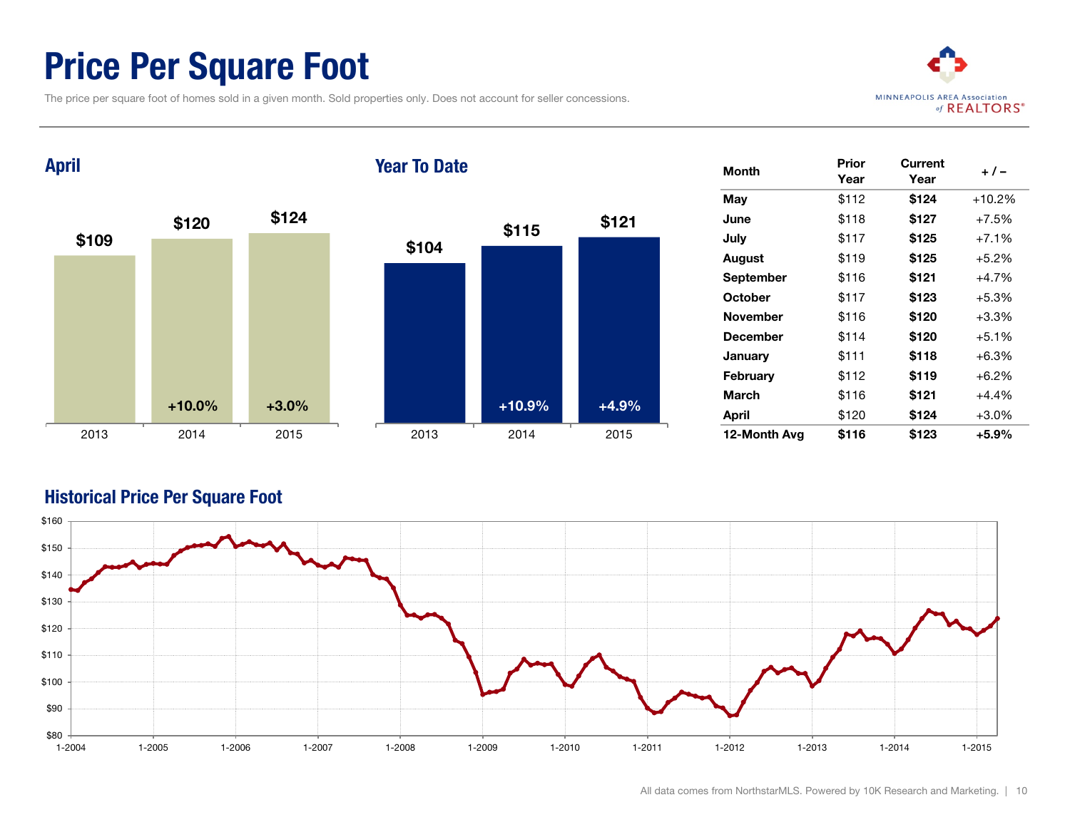# Price Per Square Foot

The price per square foot of homes sold in a given month. Sold properties only. Does not account for seller concessions.

## April

| Year | Price | Change |
|---|---|---|
| 2013 | $109 | |
| 2014 | $120 | +10.0% |
| 2015 | $124 | +3.0% |

## Year To Date

| Year | Price | Change |
|---|---|---|
| 2013 | $104 | |
| 2014 | $115 | +10.9% |
| 2015 | $121 | +4.9% |

| Month | Prior Year | Current Year | + / – |
|---|---|---|---|
| May | $112 | **$124** | +10.2% |
| June | $118 | **$127** | +7.5% |
| July | $117 | **$125** | +7.1% |
| August | $119 | **$125** | +5.2% |
| September | $116 | **$121** | +4.7% |
| October | $117 | **$123** | +5.3% |
| November | $116 | **$120** | +3.3% |
| December | $114 | **$120** | +5.1% |
| January | $111 | **$118** | +6.3% |
| February | $112 | **$119** | +6.2% |
| March | $116 | **$121** | +4.4% |
| April | $120 | **$124** | +3.0% |
| **12-Month Avg** | **$116** | **$123** | **+5.9%** |

## Historical Price Per Square Foot

All data comes from NorthstarMLS. Powered by 10K Research and Marketing.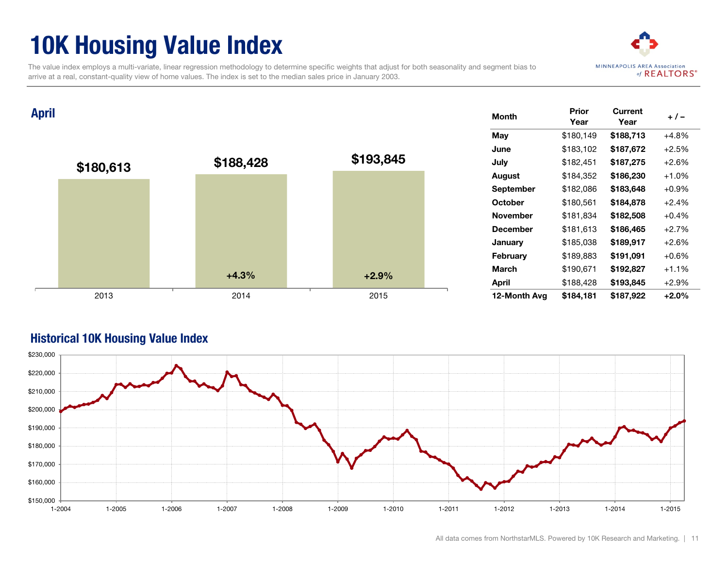# 10K Housing Value Index

The value index employs a multi-variate, linear regression methodology to determine specific weights that adjust for both seasonality and segment bias to arrive at a real, constant-quality view of home values. The index is set to the median sales price in January 2003.

## April

| Year | Value | Change |
|---|---|---|
| 2013 | $180,613 | |
| 2014 | $188,428 | +4.3% |
| 2015 | $193,845 | +2.9% |

| Month | Prior Year | Current Year | + / – |
|---|---|---|---|
| May | $180,149 | **$188,713** | +4.8% |
| June | $183,102 | **$187,672** | +2.5% |
| July | $182,451 | **$187,275** | +2.6% |
| August | $184,352 | **$186,230** | +1.0% |
| September | $182,086 | **$183,648** | +0.9% |
| October | $180,561 | **$184,878** | +2.4% |
| November | $181,834 | **$182,508** | +0.4% |
| December | $181,613 | **$186,465** | +2.7% |
| January | $185,038 | **$189,917** | +2.6% |
| February | $189,883 | **$191,091** | +0.6% |
| March | $190,671 | **$192,827** | +1.1% |
| April | $188,428 | **$193,845** | +2.9% |
| **12-Month Avg** | **$184,181** | **$187,922** | **+2.0%** |

## Historical 10K Housing Value Index

All data comes from NorthstarMLS. Powered by 10K Research and Marketing.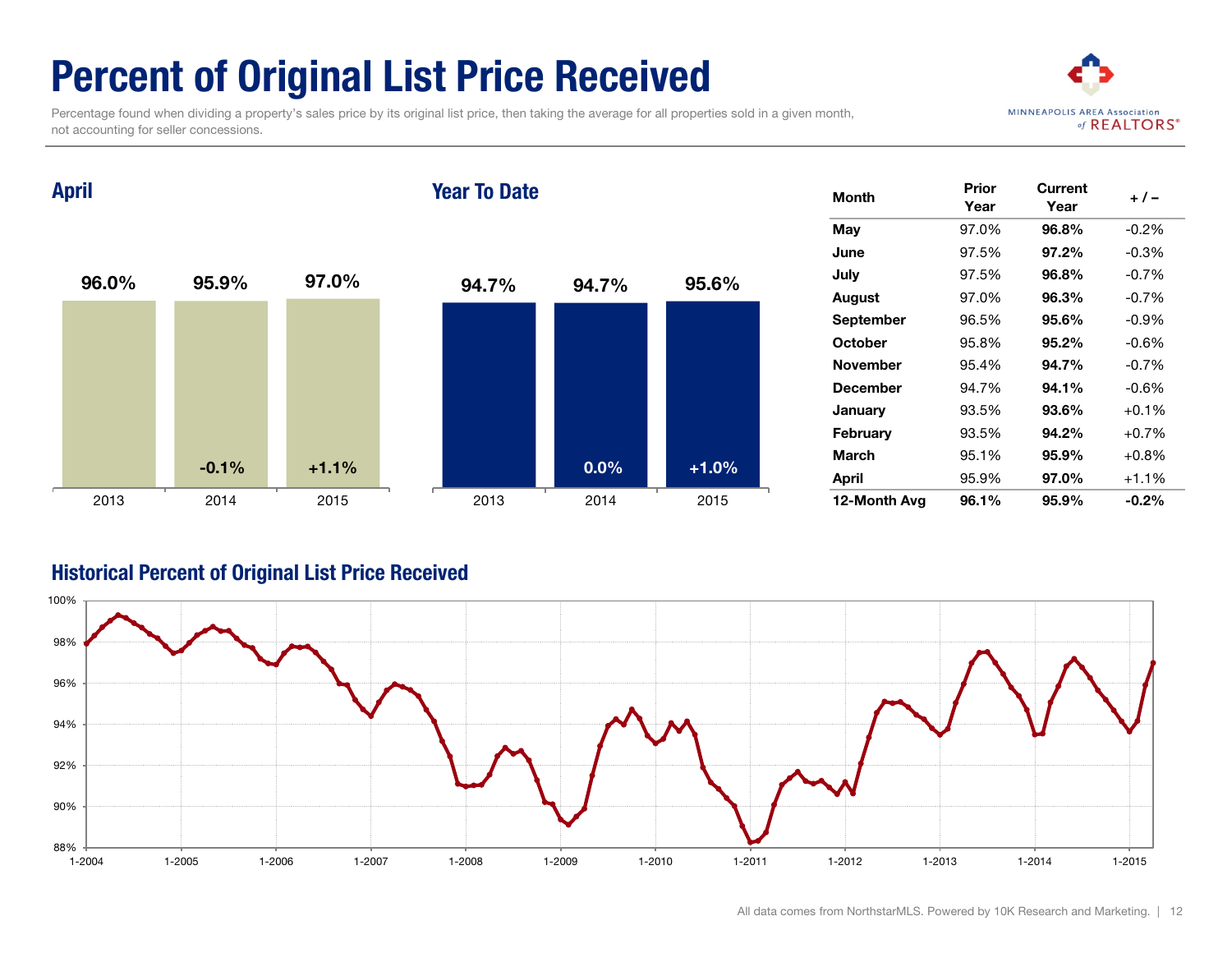# Percent of Original List Price Received

Percentage found when dividing a property's sales price by its original list price, then taking the average for all properties sold in a given month, not accounting for seller concessions.

## April

| | 2013 | 2014 | 2015 |
|---|---|---|---|
| Value | 96.0% | 95.9% | 97.0% |
| Change | | -0.1% | +1.1% |

## Year To Date

| | 2013 | 2014 | 2015 |
|---|---|---|---|
| Value | 94.7% | 94.7% | 95.6% |
| Change | | 0.0% | +1.0% |

| Month | Prior Year | Current Year | + / – |
|---|---|---|---|
| May | 97.0% | **96.8%** | -0.2% |
| June | 97.5% | **97.2%** | -0.3% |
| July | 97.5% | **96.8%** | -0.7% |
| August | 97.0% | **96.3%** | -0.7% |
| September | 96.5% | **95.6%** | -0.9% |
| October | 95.8% | **95.2%** | -0.6% |
| November | 95.4% | **94.7%** | -0.7% |
| December | 94.7% | **94.1%** | -0.6% |
| January | 93.5% | **93.6%** | +0.1% |
| February | 93.5% | **94.2%** | +0.7% |
| March | 95.1% | **95.9%** | +0.8% |
| April | 95.9% | **97.0%** | +1.1% |
| **12-Month Avg** | **96.1%** | **95.9%** | **-0.2%** |

## Historical Percent of Original List Price Received

All data comes from NorthstarMLS. Powered by 10K Research and Marketing.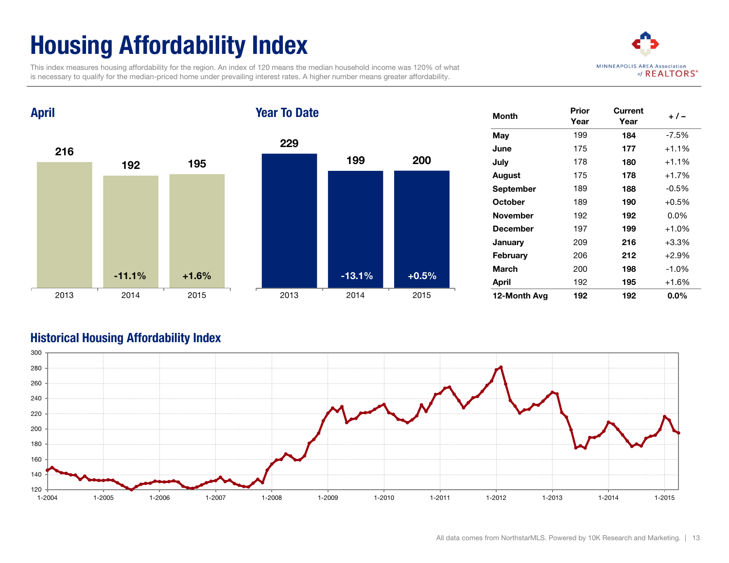# Housing Affordability Index

This index measures housing affordability for the region. An index of 120 means the median household income was 120% of what is necessary to qualify for the median-priced home under prevailing interest rates. A higher number means greater affordability.

## April

| Year | Index | Change |
|---|---|---|
| 2013 | 216 | |
| 2014 | 192 | -11.1% |
| 2015 | 195 | +1.6% |

## Year To Date

| Year | Index | Change |
|---|---|---|
| 2013 | 229 | |
| 2014 | 199 | -13.1% |
| 2015 | 200 | +0.5% |

| Month | Prior Year | Current Year | + / – |
|---|---|---|---|
| May | 199 | 184 | -7.5% |
| June | 175 | 177 | +1.1% |
| July | 178 | 180 | +1.1% |
| August | 175 | 178 | +1.7% |
| September | 189 | 188 | -0.5% |
| October | 189 | 190 | +0.5% |
| November | 192 | 192 | 0.0% |
| December | 197 | 199 | +1.0% |
| January | 209 | 216 | +3.3% |
| February | 206 | 212 | +2.9% |
| March | 200 | 198 | -1.0% |
| April | 192 | 195 | +1.6% |
| **12-Month Avg** | **192** | **192** | **0.0%** |

## Historical Housing Affordability Index

All data comes from NorthstarMLS. Powered by 10K Research and Marketing.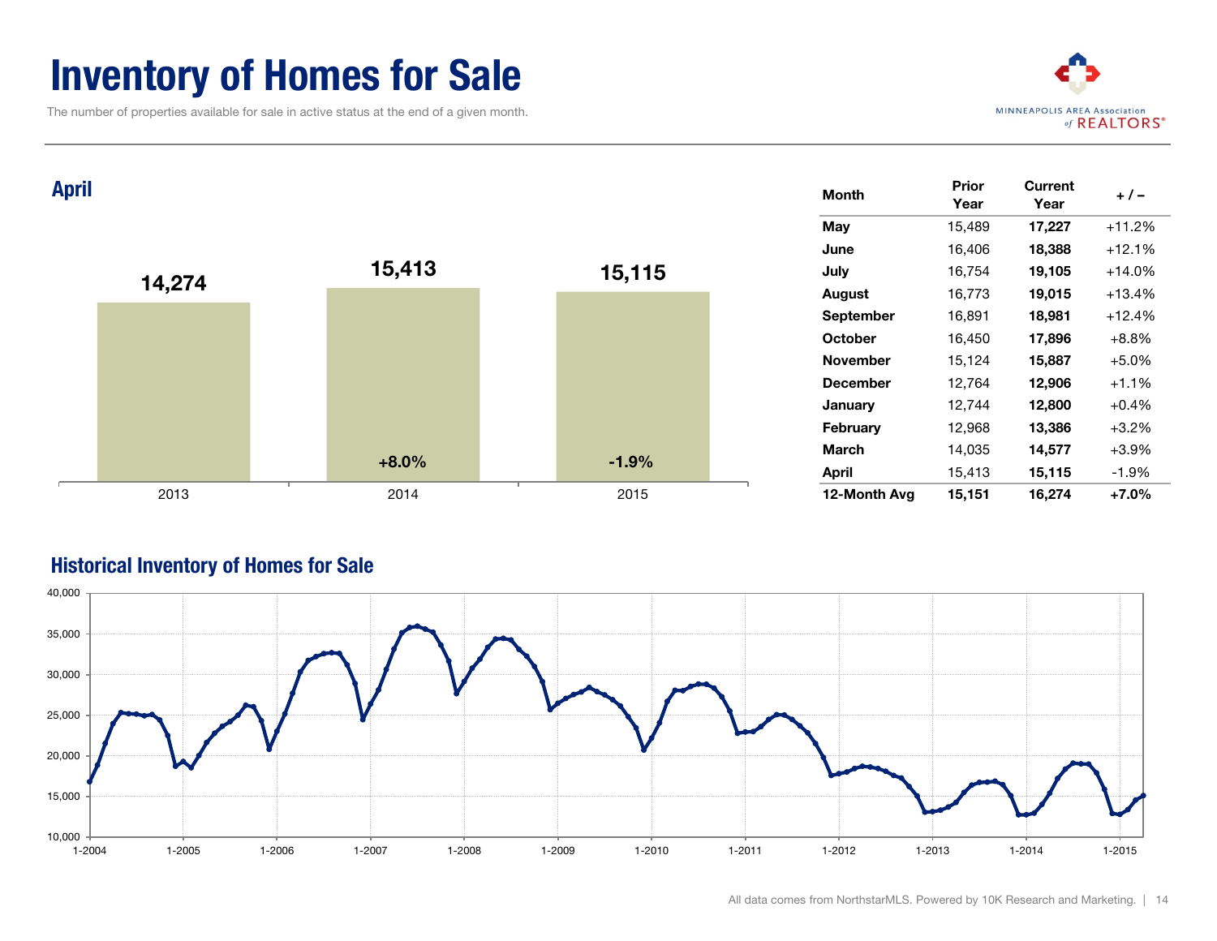# Inventory of Homes for Sale

The number of properties available for sale in active status at the end of a given month.

MINNEAPOLIS AREA Association of REALTORS®

## April

| 2013 | 2014 | 2015 |
|---|---|---|
| 14,274 | 15,413 | 15,115 |
| | +8.0% | -1.9% |

| Month | Prior Year | Current Year | + / – |
|---|---|---|---|
| **May** | 15,489 | **17,227** | +11.2% |
| **June** | 16,406 | **18,388** | +12.1% |
| **July** | 16,754 | **19,105** | +14.0% |
| **August** | 16,773 | **19,015** | +13.4% |
| **September** | 16,891 | **18,981** | +12.4% |
| **October** | 16,450 | **17,896** | +8.8% |
| **November** | 15,124 | **15,887** | +5.0% |
| **December** | 12,764 | **12,906** | +1.1% |
| **January** | 12,744 | **12,800** | +0.4% |
| **February** | 12,968 | **13,386** | +3.2% |
| **March** | 14,035 | **14,577** | +3.9% |
| **April** | 15,413 | **15,115** | -1.9% |
| **12-Month Avg** | **15,151** | **16,274** | **+7.0%** |

## Historical Inventory of Homes for Sale

All data comes from NorthstarMLS. Powered by 10K Research and Marketing.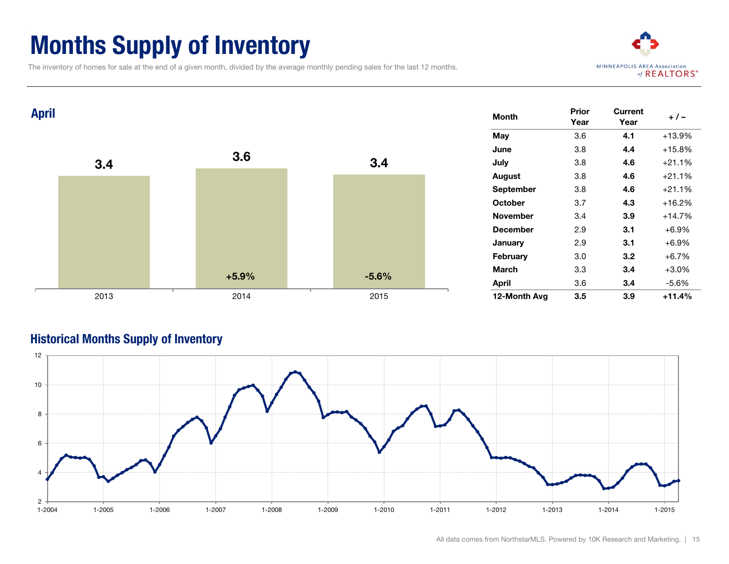# Months Supply of Inventory

The inventory of homes for sale at the end of a given month, divided by the average monthly pending sales for the last 12 months.

## April

| Year | Value | Change |
|---|---|---|
| 2013 | 3.4 | |
| 2014 | 3.6 | +5.9% |
| 2015 | 3.4 | -5.6% |

| Month | Prior Year | Current Year | + / – |
|---|---|---|---|
| May | 3.6 | **4.1** | +13.9% |
| June | 3.8 | **4.4** | +15.8% |
| July | 3.8 | **4.6** | +21.1% |
| August | 3.8 | **4.6** | +21.1% |
| September | 3.8 | **4.6** | +21.1% |
| October | 3.7 | **4.3** | +16.2% |
| November | 3.4 | **3.9** | +14.7% |
| December | 2.9 | **3.1** | +6.9% |
| January | 2.9 | **3.1** | +6.9% |
| February | 3.0 | **3.2** | +6.7% |
| March | 3.3 | **3.4** | +3.0% |
| April | 3.6 | **3.4** | -5.6% |
| **12-Month Avg** | **3.5** | **3.9** | **+11.4%** |

## Historical Months Supply of Inventory

All data comes from NorthstarMLS. Powered by 10K Research and Marketing.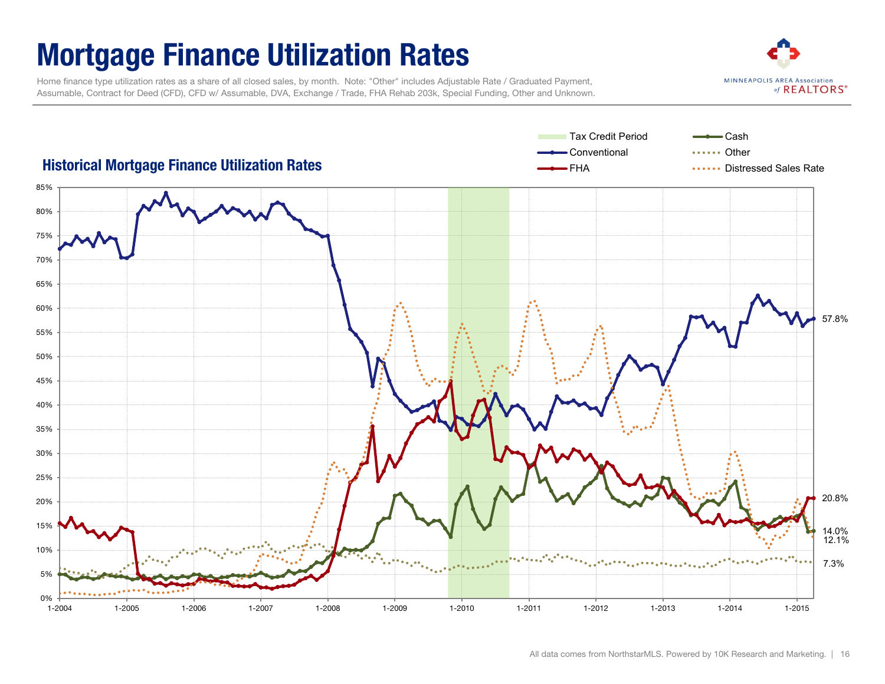# Mortgage Finance Utilization Rates

Home finance type utilization rates as a share of all closed sales, by month. Note: "Other" includes Adjustable Rate / Graduated Payment, Assumable, Contract for Deed (CFD), CFD w/ Assumable, DVA, Exchange / Trade, FHA Rehab 203k, Special Funding, Other and Unknown.

MINNEAPOLIS AREA Association of REALTORS®

## Historical Mortgage Finance Utilization Rates

Tax Credit Period
Conventional
FHA
Cash
Other
Distressed Sales Rate

85%
80%
75%
70%
65%
60%
55%
50%
45%
40%
35%
30%
25%
20%
15%
10%
5%
0%

1-2004
1-2005
1-2006
1-2007
1-2008
1-2009
1-2010
1-2011
1-2012
1-2013
1-2014
1-2015

57.8%
20.8%
14.0%
12.1%
7.3%

All data comes from NorthstarMLS. Powered by 10K Research and Marketing.